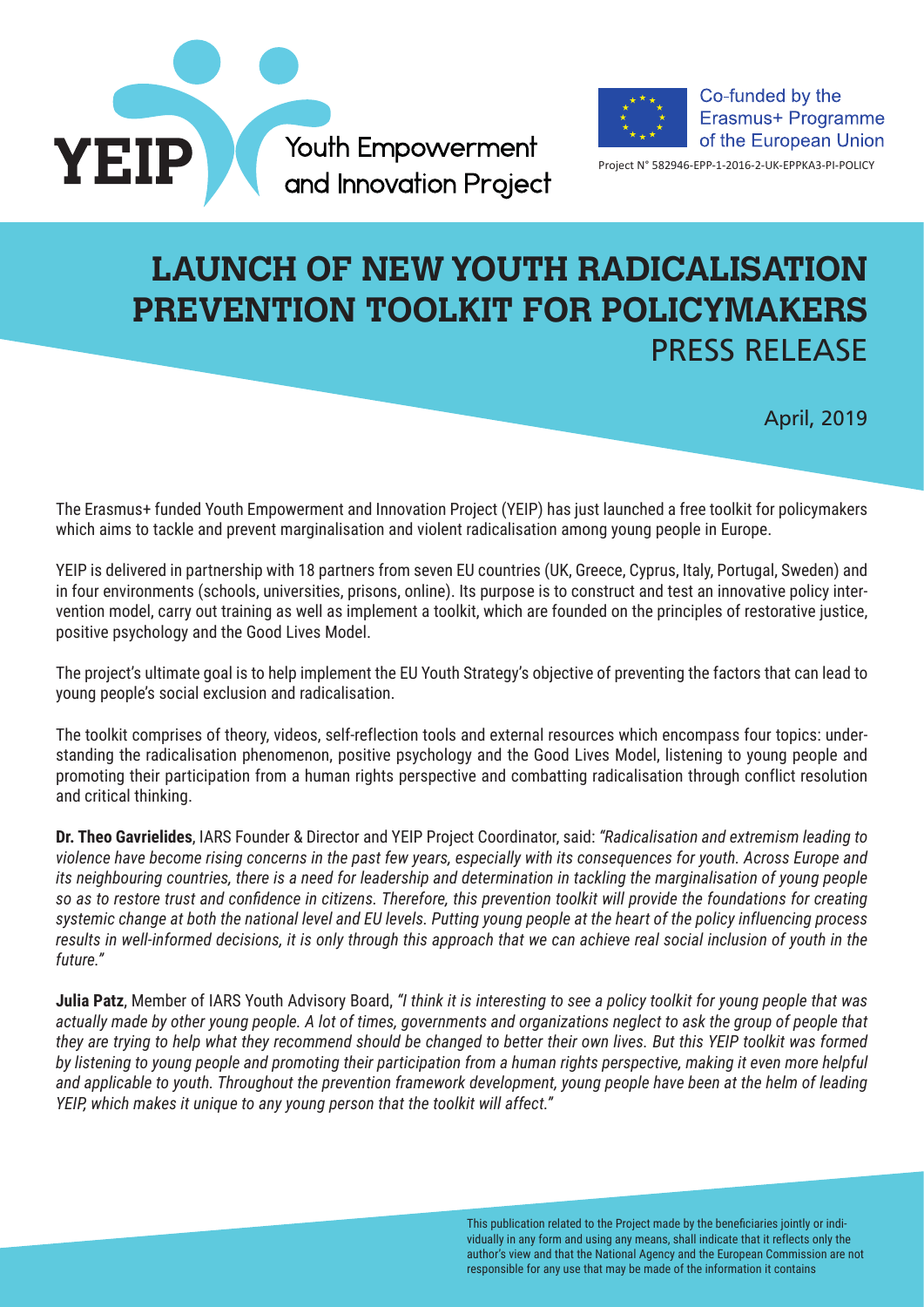YEIP Youth Empowerment and Innovation Project

Co-funded by the Erasmus+ Programme of the European Union

Project N° 582946-EPP-1-2016-2-UK-EPPKA3-PI-POLICY

# LAUNCH OF NEW YOUTH RADICALISATION PREVENTION TOOLKIT FOR POLICYMAKERS

## PRESS RELEASE

April, 2019

The Erasmus+ funded Youth Empowerment and Innovation Project (YEIP) has just launched a free toolkit for policymakers which aims to tackle and prevent marginalisation and violent radicalisation among young people in Europe.

YEIP is delivered in partnership with 18 partners from seven EU countries (UK, Greece, Cyprus, Italy, Portugal, Sweden) and in four environments (schools, universities, prisons, online). Its purpose is to construct and test an innovative policy intervention model, carry out training as well as implement a toolkit, which are founded on the principles of restorative justice, positive psychology and the Good Lives Model.

The project's ultimate goal is to help implement the EU Youth Strategy's objective of preventing the factors that can lead to young people's social exclusion and radicalisation.

The toolkit comprises of theory, videos, self-reflection tools and external resources which encompass four topics: understanding the radicalisation phenomenon, positive psychology and the Good Lives Model, listening to young people and promoting their participation from a human rights perspective and combatting radicalisation through conflict resolution and critical thinking.

**Dr. Theo Gavrielides**, IARS Founder & Director and YEIP Project Coordinator, said: *"Radicalisation and extremism leading to violence have become rising concerns in the past few years, especially with its consequences for youth. Across Europe and its neighbouring countries, there is a need for leadership and determination in tackling the marginalisation of young people so as to restore trust and confidence in citizens. Therefore, this prevention toolkit will provide the foundations for creating systemic change at both the national level and EU levels. Putting young people at the heart of the policy influencing process results in well-informed decisions, it is only through this approach that we can achieve real social inclusion of youth in the future."*

**Julia Patz**, Member of IARS Youth Advisory Board, *"I think it is interesting to see a policy toolkit for young people that was actually made by other young people. A lot of times, governments and organizations neglect to ask the group of people that they are trying to help what they recommend should be changed to better their own lives. But this YEIP toolkit was formed by listening to young people and promoting their participation from a human rights perspective, making it even more helpful and applicable to youth. Throughout the prevention framework development, young people have been at the helm of leading YEIP, which makes it unique to any young person that the toolkit will affect."*

This publication related to the Project made by the beneficiaries jointly or individually in any form and using any means, shall indicate that it reflects only the author's view and that the National Agency and the European Commission are not responsible for any use that may be made of the information it contains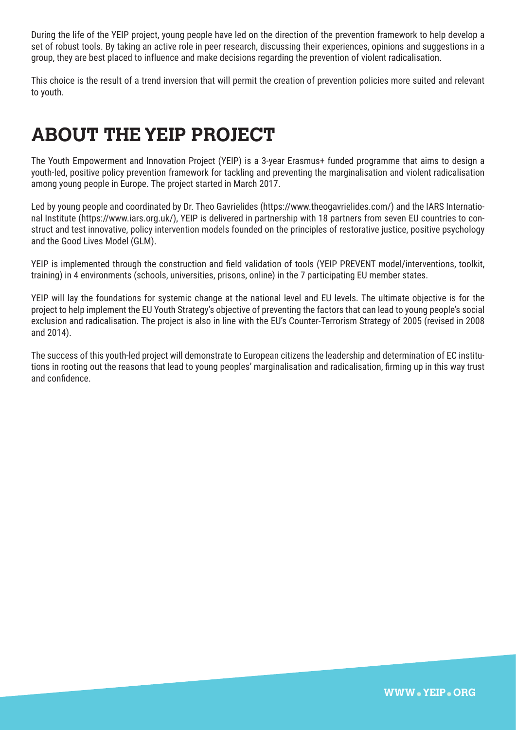During the life of the YEIP project, young people have led on the direction of the prevention framework to help develop a set of robust tools. By taking an active role in peer research, discussing their experiences, opinions and suggestions in a group, they are best placed to influence and make decisions regarding the prevention of violent radicalisation.

This choice is the result of a trend inversion that will permit the creation of prevention policies more suited and relevant to youth.

# ABOUT THE YEIP PROJECT

The Youth Empowerment and Innovation Project (YEIP) is a 3-year Erasmus+ funded programme that aims to design a youth-led, positive policy prevention framework for tackling and preventing the marginalisation and violent radicalisation among young people in Europe. The project started in March 2017.

Led by young people and coordinated by Dr. Theo Gavrielides (https://www.theogavrielides.com/) and the IARS International Institute (https://www.iars.org.uk/), YEIP is delivered in partnership with 18 partners from seven EU countries to construct and test innovative, policy intervention models founded on the principles of restorative justice, positive psychology and the Good Lives Model (GLM).

YEIP is implemented through the construction and field validation of tools (YEIP PREVENT model/interventions, toolkit, training) in 4 environments (schools, universities, prisons, online) in the 7 participating EU member states.

YEIP will lay the foundations for systemic change at the national level and EU levels. The ultimate objective is for the project to help implement the EU Youth Strategy's objective of preventing the factors that can lead to young people's social exclusion and radicalisation. The project is also in line with the EU's Counter-Terrorism Strategy of 2005 (revised in 2008 and 2014).

The success of this youth-led project will demonstrate to European citizens the leadership and determination of EC institutions in rooting out the reasons that lead to young peoples' marginalisation and radicalisation, firming up in this way trust and confidence.

WWW.YEIP.ORG